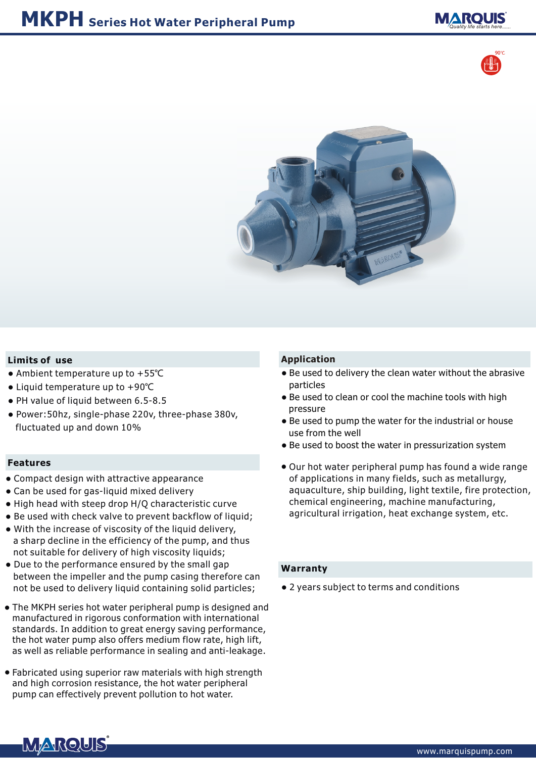# MKPH Series Hot Water Peripheral Pump

90℃

## Limits of use

- Ambient temperature up to +55℃
- Liquid temperature up to +90℃
- PH value of liquid between 6.5-8.5
- Power:50hz, single-phase 220v, three-phase 380v, fluctuated up and down 10%

## Features

- Compact design with attractive appearance
- Can be used for gas-liquid mixed delivery
- High head with steep drop H/Q characteristic curve
- Be used with check valve to prevent backflow of liquid;
- With the increase of viscosity of the liquid delivery, a sharp decline in the efficiency of the pump, and thus not suitable for delivery of high viscosity liquids;
- Due to the performance ensured by the small gap between the impeller and the pump casing therefore can not be used to delivery liquid containing solid particles;

- The MKPH series hot water peripheral pump is designed and manufactured in rigorous conformation with international standards. In addition to great energy saving performance, the hot water pump also offers medium flow rate, high lift, as well as reliable performance in sealing and anti-leakage.

- Fabricated using superior raw materials with high strength and high corrosion resistance, the hot water peripheral pump can effectively prevent pollution to hot water.

## Application

- Be used to delivery the clean water without the abrasive particles
- Be used to clean or cool the machine tools with high pressure
- Be used to pump the water for the industrial or house use from the well
- Be used to boost the water in pressurization system

- Our hot water peripheral pump has found a wide range of applications in many fields, such as metallurgy, aquaculture, ship building, light textile, fire protection, chemical engineering, machine manufacturing, agricultural irrigation, heat exchange system, etc.

## Warranty

- 2 years subject to terms and conditions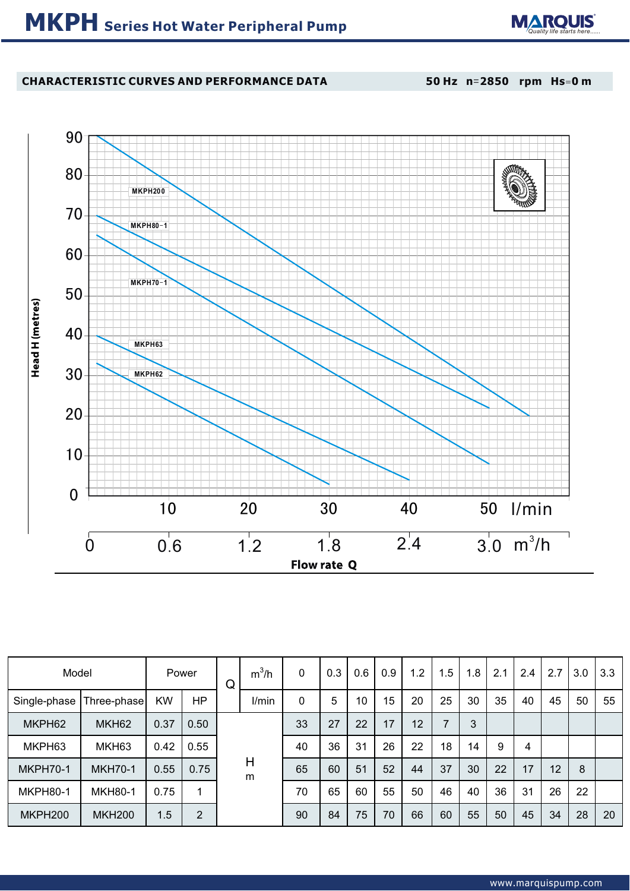# MKPH Series Hot Water Peripheral Pump

## CHARACTERISTIC CURVES AND PERFORMANCE DATA

50 Hz n=2850 rpm Hs=0 m

| Model | | Power | | Q | $m^3/h$ | 0 | 0.3 | 0.6 | 0.9 | 1.2 | 1.5 | 1.8 | 2.1 | 2.4 | 2.7 | 3.0 | 3.3 |
|---|---|---|---|---|---|---|---|---|---|---|---|---|---|---|---|---|---|
| Single-phase | Three-phase | KW | HP | | l/min | 0 | 5 | 10 | 15 | 20 | 25 | 30 | 35 | 40 | 45 | 50 | 55 |
| MKPH62 | MKH62 | 0.37 | 0.50 | H m | | 33 | 27 | 22 | 17 | 12 | 7 | 3 | | | | | |
| MKPH63 | MKH63 | 0.42 | 0.55 | | | 40 | 36 | 31 | 26 | 22 | 18 | 14 | 9 | 4 | | | |
| MKPH70-1 | MKH70-1 | 0.55 | 0.75 | | | 65 | 60 | 51 | 52 | 44 | 37 | 30 | 22 | 17 | 12 | 8 | |
| MKPH80-1 | MKH80-1 | 0.75 | 1 | | | 70 | 65 | 60 | 55 | 50 | 46 | 40 | 36 | 31 | 26 | 22 | |
| MKPH200 | MKH200 | 1.5 | 2 | | | 90 | 84 | 75 | 70 | 66 | 60 | 55 | 50 | 45 | 34 | 28 | 20 |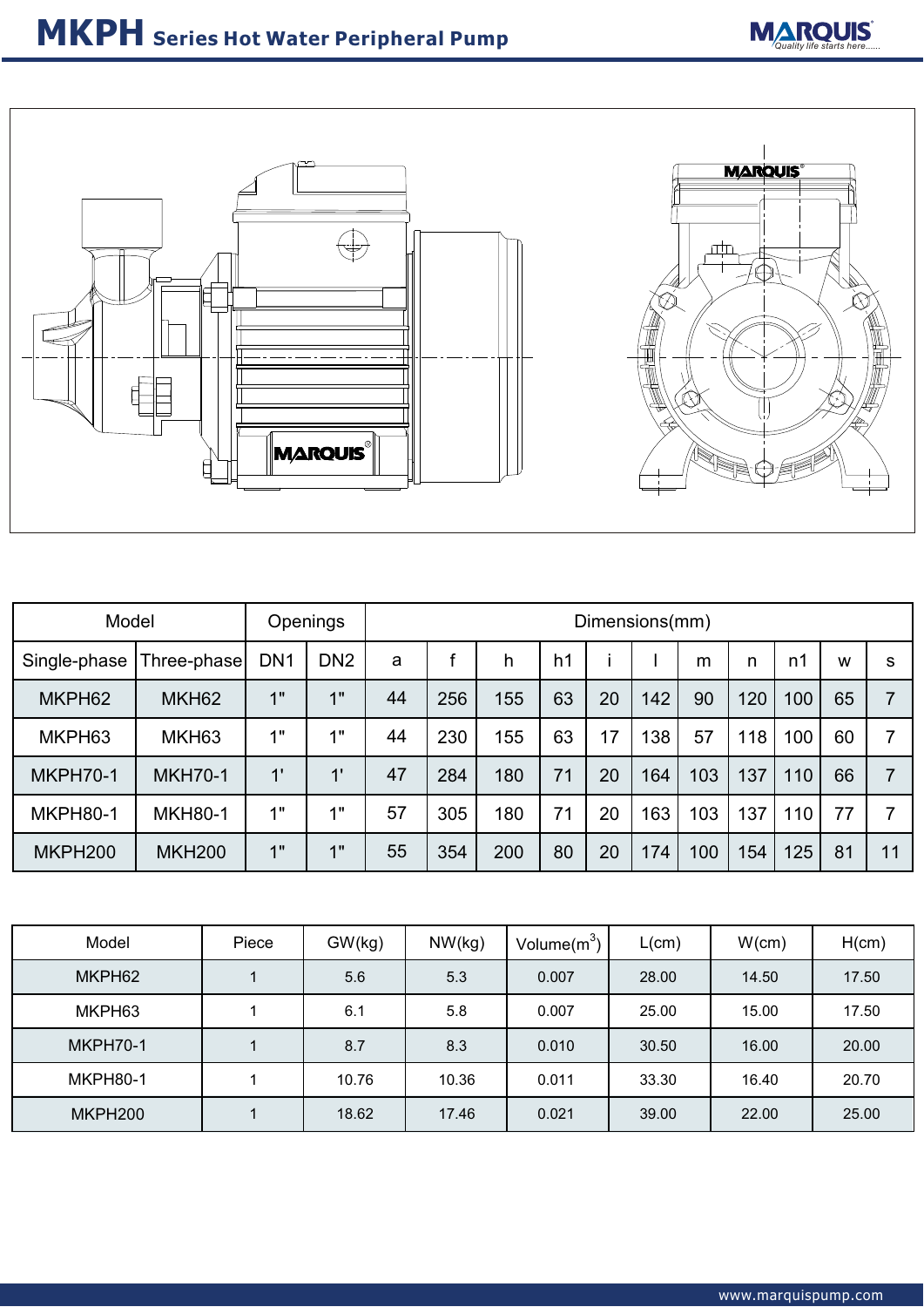# MKPH Series Hot Water Peripheral Pump

| Model | | Openings | | Dimensions(mm) | | | | | | | | | | |
|---|---|---|---|---|---|---|---|---|---|---|---|---|---|---|
| Single-phase | Three-phase | DN1 | DN2 | a | f | h | h1 | i | l | m | n | n1 | w | s |
| MKPH62 | MKH62 | 1" | 1" | 44 | 256 | 155 | 63 | 20 | 142 | 90 | 120 | 100 | 65 | 7 |
| MKPH63 | MKH63 | 1" | 1" | 44 | 230 | 155 | 63 | 17 | 138 | 57 | 118 | 100 | 60 | 7 |
| MKPH70-1 | MKH70-1 | 1' | 1' | 47 | 284 | 180 | 71 | 20 | 164 | 103 | 137 | 110 | 66 | 7 |
| MKPH80-1 | MKH80-1 | 1" | 1" | 57 | 305 | 180 | 71 | 20 | 163 | 103 | 137 | 110 | 77 | 7 |
| MKPH200 | MKH200 | 1" | 1" | 55 | 354 | 200 | 80 | 20 | 174 | 100 | 154 | 125 | 81 | 11 |

| Model | Piece | GW(kg) | NW(kg) | Volume($m^3$) | L(cm) | W(cm) | H(cm) |
|---|---|---|---|---|---|---|---|
| MKPH62 | 1 | 5.6 | 5.3 | 0.007 | 28.00 | 14.50 | 17.50 |
| MKPH63 | 1 | 6.1 | 5.8 | 0.007 | 25.00 | 15.00 | 17.50 |
| MKPH70-1 | 1 | 8.7 | 8.3 | 0.010 | 30.50 | 16.00 | 20.00 |
| MKPH80-1 | 1 | 10.76 | 10.36 | 0.011 | 33.30 | 16.40 | 20.70 |
| MKPH200 | 1 | 18.62 | 17.46 | 0.021 | 39.00 | 22.00 | 25.00 |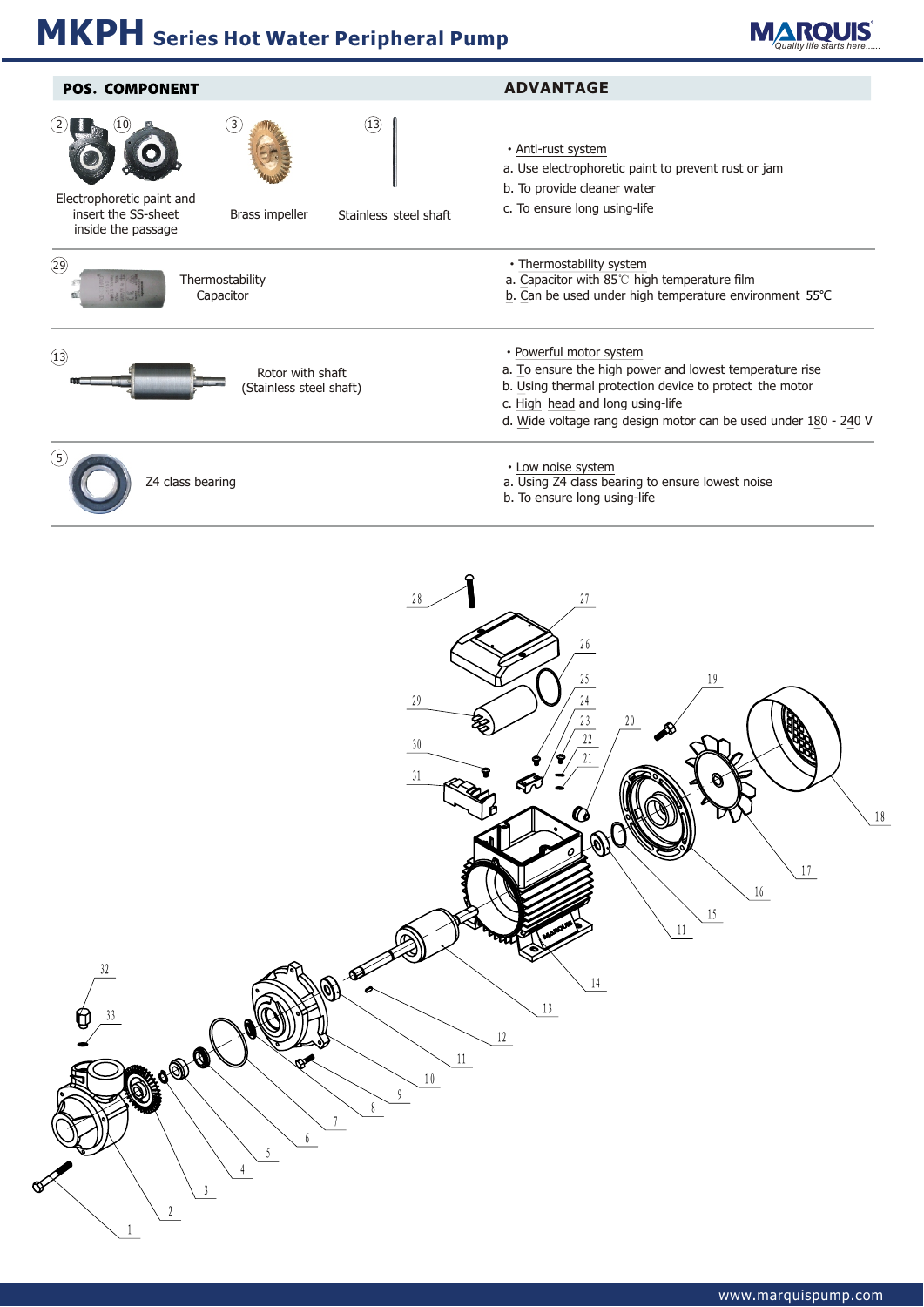# MKPH Series Hot Water Peripheral Pump

| POS. COMPONENT | | | ADVANTAGE |
|---|---|---|---|
| (2) (10) Electrophoretic paint and insert the SS-sheet inside the passage | (3) Brass impeller | (13) Stainless steel shaft | • Anti-rust system<br>a. Use electrophoretic paint to prevent rust or jam<br>b. To provide cleaner water<br>c. To ensure long using-life |
| (29) Thermostability Capacitor | | | • Thermostability system<br>a. Capacitor with 85℃ high temperature film<br>b. Can be used under high temperature environment 55℃ |
| (13) Rotor with shaft (Stainless steel shaft) | | | • Powerful motor system<br>a. To ensure the high power and lowest temperature rise<br>b. Using thermal protection device to protect the motor<br>c. High head and long using-life<br>d. Wide voltage rang design motor can be used under 180 - 240 V |
| (5) Z4 class bearing | | | • Low noise system<br>a. Using Z4 class bearing to ensure lowest noise<br>b. To ensure long using-life |

28 27 26 25 24 23 22 21 20 19 18 17 16 15 14 13 12 11 10 9 8 7 6 5 4 3 2 1 29 30 31 32 33